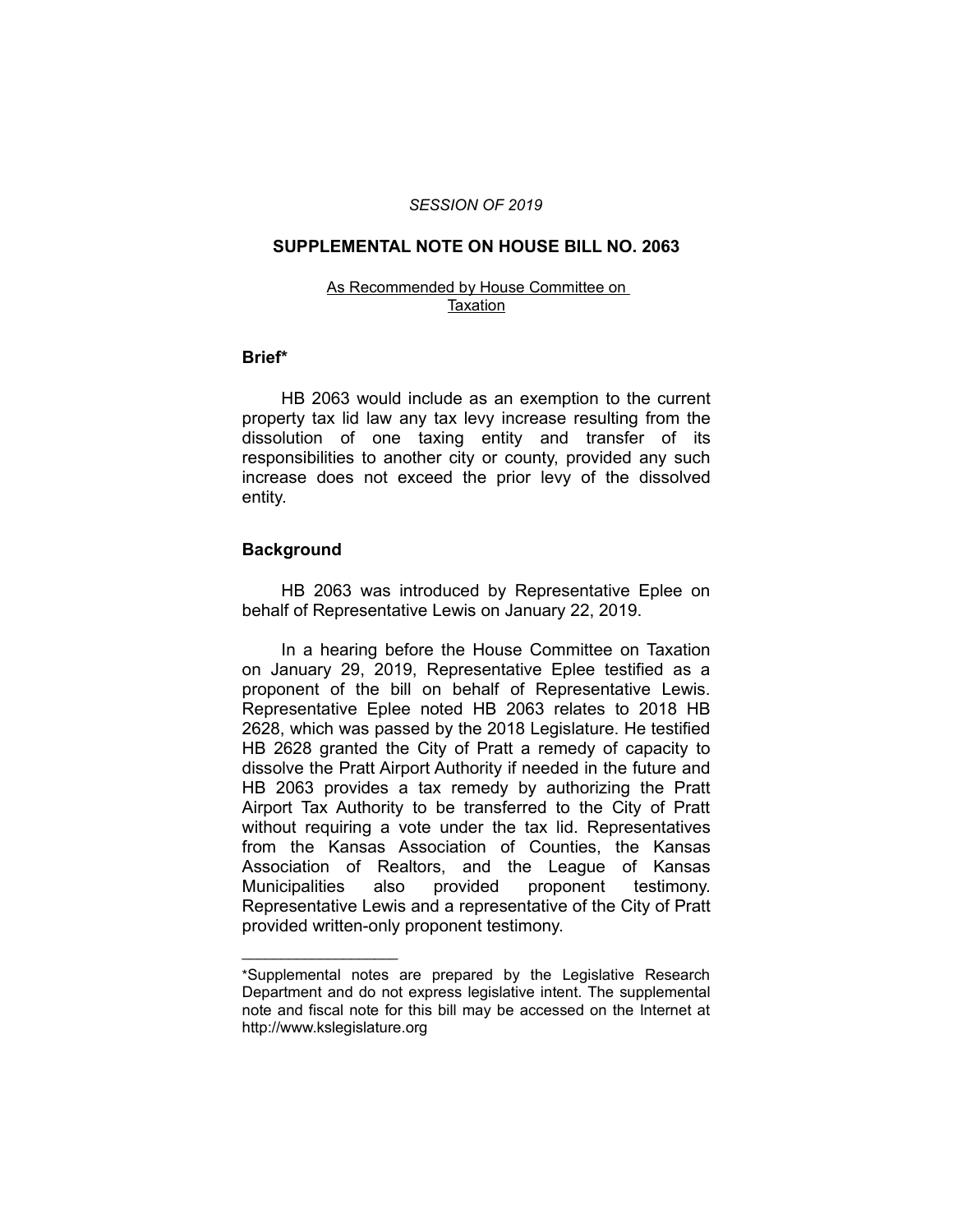*SESSION OF 2019*

# SUPPLEMENTAL NOTE ON HOUSE BILL NO. 2063

As Recommended by House Committee on Taxation

## Brief*

HB 2063 would include as an exemption to the current property tax lid law any tax levy increase resulting from the dissolution of one taxing entity and transfer of its responsibilities to another city or county, provided any such increase does not exceed the prior levy of the dissolved entity.

## Background

HB 2063 was introduced by Representative Eplee on behalf of Representative Lewis on January 22, 2019.

In a hearing before the House Committee on Taxation on January 29, 2019, Representative Eplee testified as a proponent of the bill on behalf of Representative Lewis. Representative Eplee noted HB 2063 relates to 2018 HB 2628, which was passed by the 2018 Legislature. He testified HB 2628 granted the City of Pratt a remedy of capacity to dissolve the Pratt Airport Authority if needed in the future and HB 2063 provides a tax remedy by authorizing the Pratt Airport Tax Authority to be transferred to the City of Pratt without requiring a vote under the tax lid. Representatives from the Kansas Association of Counties, the Kansas Association of Realtors, and the League of Kansas Municipalities also provided proponent testimony. Representative Lewis and a representative of the City of Pratt provided written-only proponent testimony.

---

*Supplemental notes are prepared by the Legislative Research Department and do not express legislative intent. The supplemental note and fiscal note for this bill may be accessed on the Internet at http://www.kslegislature.org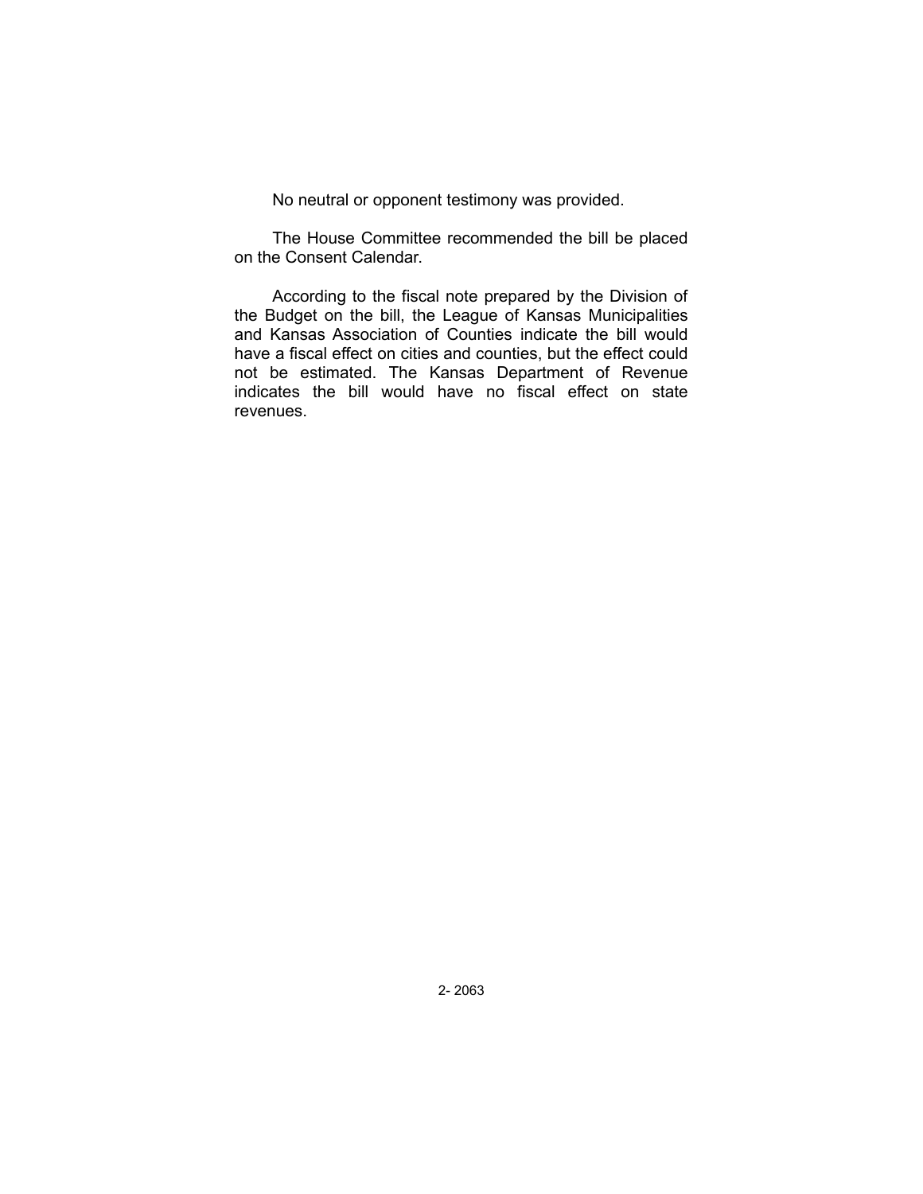No neutral or opponent testimony was provided.

The House Committee recommended the bill be placed on the Consent Calendar.

According to the fiscal note prepared by the Division of the Budget on the bill, the League of Kansas Municipalities and Kansas Association of Counties indicate the bill would have a fiscal effect on cities and counties, but the effect could not be estimated. The Kansas Department of Revenue indicates the bill would have no fiscal effect on state revenues.